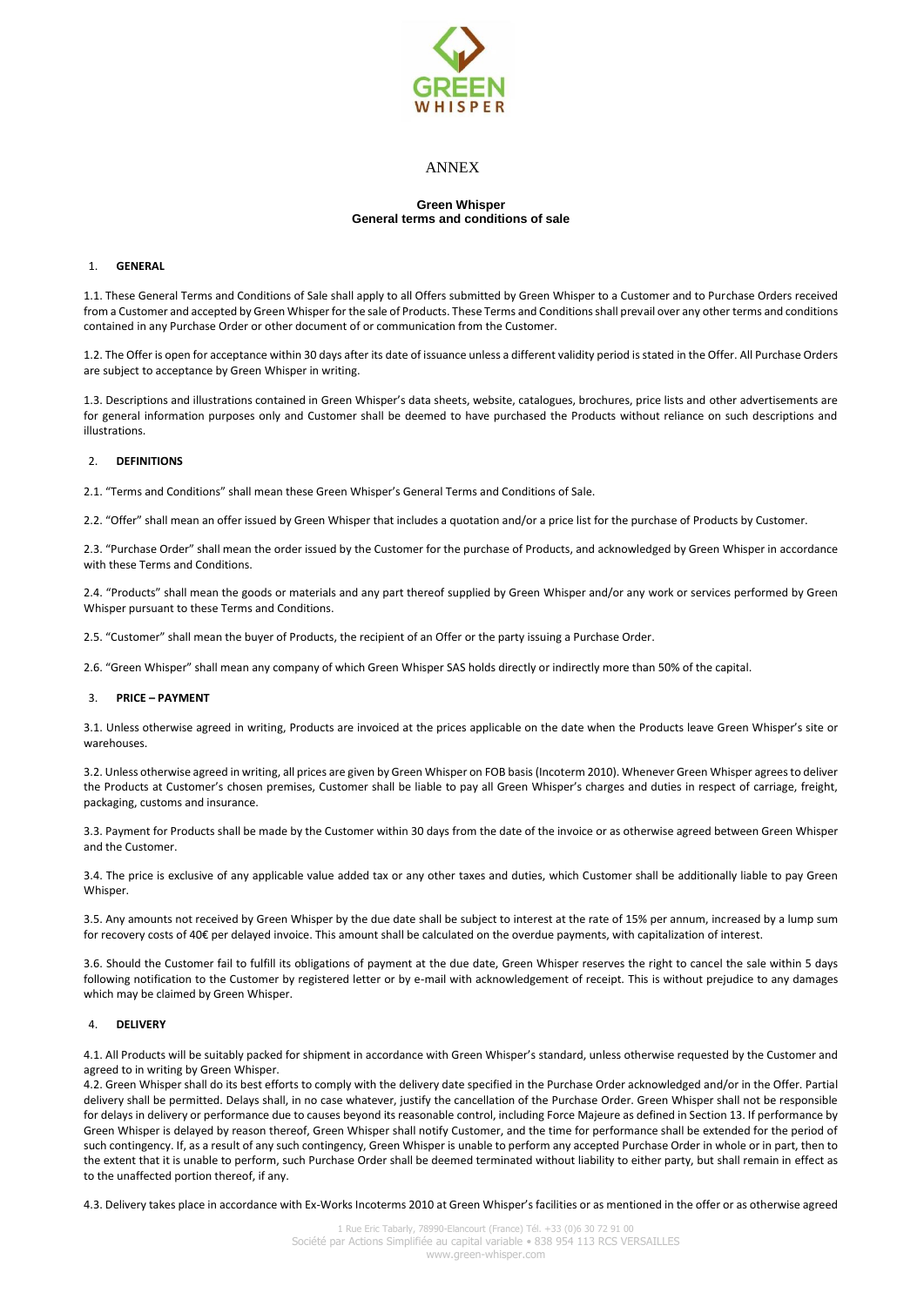# ANNEX

## Green Whisper
## General terms and conditions of sale

### 1. GENERAL

1.1. These General Terms and Conditions of Sale shall apply to all Offers submitted by Green Whisper to a Customer and to Purchase Orders received from a Customer and accepted by Green Whisper for the sale of Products. These Terms and Conditions shall prevail over any other terms and conditions contained in any Purchase Order or other document of or communication from the Customer.

1.2. The Offer is open for acceptance within 30 days after its date of issuance unless a different validity period is stated in the Offer. All Purchase Orders are subject to acceptance by Green Whisper in writing.

1.3. Descriptions and illustrations contained in Green Whisper's data sheets, website, catalogues, brochures, price lists and other advertisements are for general information purposes only and Customer shall be deemed to have purchased the Products without reliance on such descriptions and illustrations.

### 2. DEFINITIONS

2.1. "Terms and Conditions" shall mean these Green Whisper's General Terms and Conditions of Sale.

2.2. "Offer" shall mean an offer issued by Green Whisper that includes a quotation and/or a price list for the purchase of Products by Customer.

2.3. "Purchase Order" shall mean the order issued by the Customer for the purchase of Products, and acknowledged by Green Whisper in accordance with these Terms and Conditions.

2.4. "Products" shall mean the goods or materials and any part thereof supplied by Green Whisper and/or any work or services performed by Green Whisper pursuant to these Terms and Conditions.

2.5. "Customer" shall mean the buyer of Products, the recipient of an Offer or the party issuing a Purchase Order.

2.6. "Green Whisper" shall mean any company of which Green Whisper SAS holds directly or indirectly more than 50% of the capital.

### 3. PRICE – PAYMENT

3.1. Unless otherwise agreed in writing, Products are invoiced at the prices applicable on the date when the Products leave Green Whisper's site or warehouses.

3.2. Unless otherwise agreed in writing, all prices are given by Green Whisper on FOB basis (Incoterm 2010). Whenever Green Whisper agrees to deliver the Products at Customer's chosen premises, Customer shall be liable to pay all Green Whisper's charges and duties in respect of carriage, freight, packaging, customs and insurance.

3.3. Payment for Products shall be made by the Customer within 30 days from the date of the invoice or as otherwise agreed between Green Whisper and the Customer.

3.4. The price is exclusive of any applicable value added tax or any other taxes and duties, which Customer shall be additionally liable to pay Green Whisper.

3.5. Any amounts not received by Green Whisper by the due date shall be subject to interest at the rate of 15% per annum, increased by a lump sum for recovery costs of 40€ per delayed invoice. This amount shall be calculated on the overdue payments, with capitalization of interest.

3.6. Should the Customer fail to fulfill its obligations of payment at the due date, Green Whisper reserves the right to cancel the sale within 5 days following notification to the Customer by registered letter or by e-mail with acknowledgement of receipt. This is without prejudice to any damages which may be claimed by Green Whisper.

### 4. DELIVERY

4.1. All Products will be suitably packed for shipment in accordance with Green Whisper's standard, unless otherwise requested by the Customer and agreed to in writing by Green Whisper.

4.2. Green Whisper shall do its best efforts to comply with the delivery date specified in the Purchase Order acknowledged and/or in the Offer. Partial delivery shall be permitted. Delays shall, in no case whatever, justify the cancellation of the Purchase Order. Green Whisper shall not be responsible for delays in delivery or performance due to causes beyond its reasonable control, including Force Majeure as defined in Section 13. If performance by Green Whisper is delayed by reason thereof, Green Whisper shall notify Customer, and the time for performance shall be extended for the period of such contingency. If, as a result of any such contingency, Green Whisper is unable to perform any accepted Purchase Order in whole or in part, then to the extent that it is unable to perform, such Purchase Order shall be deemed terminated without liability to either party, but shall remain in effect as to the unaffected portion thereof, if any.

4.3. Delivery takes place in accordance with Ex-Works Incoterms 2010 at Green Whisper's facilities or as mentioned in the offer or as otherwise agreed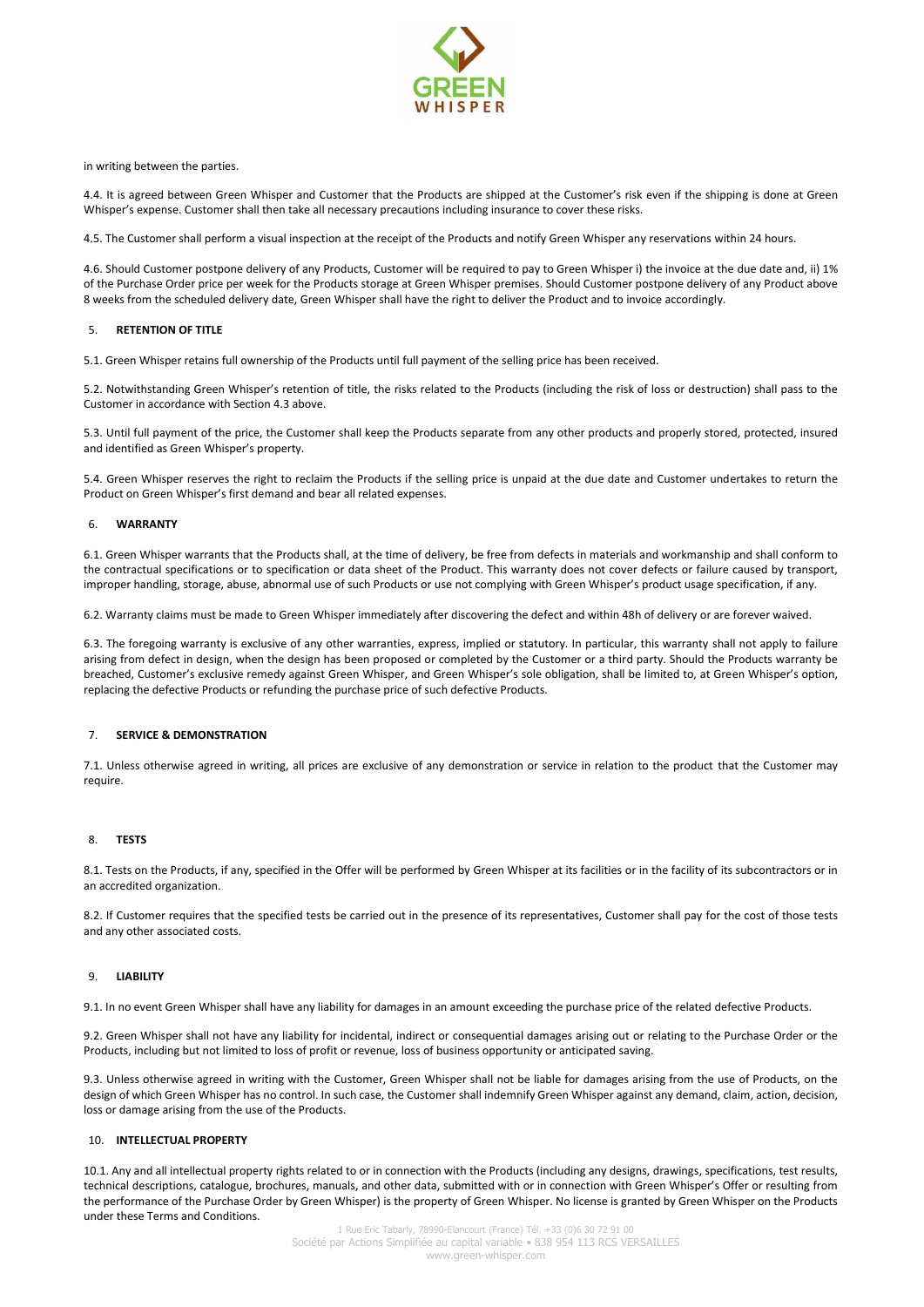in writing between the parties.

4.4. It is agreed between Green Whisper and Customer that the Products are shipped at the Customer's risk even if the shipping is done at Green Whisper's expense. Customer shall then take all necessary precautions including insurance to cover these risks.

4.5. The Customer shall perform a visual inspection at the receipt of the Products and notify Green Whisper any reservations within 24 hours.

4.6. Should Customer postpone delivery of any Products, Customer will be required to pay to Green Whisper i) the invoice at the due date and, ii) 1% of the Purchase Order price per week for the Products storage at Green Whisper premises. Should Customer postpone delivery of any Product above 8 weeks from the scheduled delivery date, Green Whisper shall have the right to deliver the Product and to invoice accordingly.

## 5. RETENTION OF TITLE

5.1. Green Whisper retains full ownership of the Products until full payment of the selling price has been received.

5.2. Notwithstanding Green Whisper's retention of title, the risks related to the Products (including the risk of loss or destruction) shall pass to the Customer in accordance with Section 4.3 above.

5.3. Until full payment of the price, the Customer shall keep the Products separate from any other products and properly stored, protected, insured and identified as Green Whisper's property.

5.4. Green Whisper reserves the right to reclaim the Products if the selling price is unpaid at the due date and Customer undertakes to return the Product on Green Whisper's first demand and bear all related expenses.

## 6. WARRANTY

6.1. Green Whisper warrants that the Products shall, at the time of delivery, be free from defects in materials and workmanship and shall conform to the contractual specifications or to specification or data sheet of the Product. This warranty does not cover defects or failure caused by transport, improper handling, storage, abuse, abnormal use of such Products or use not complying with Green Whisper's product usage specification, if any.

6.2. Warranty claims must be made to Green Whisper immediately after discovering the defect and within 48h of delivery or are forever waived.

6.3. The foregoing warranty is exclusive of any other warranties, express, implied or statutory. In particular, this warranty shall not apply to failure arising from defect in design, when the design has been proposed or completed by the Customer or a third party. Should the Products warranty be breached, Customer's exclusive remedy against Green Whisper, and Green Whisper's sole obligation, shall be limited to, at Green Whisper's option, replacing the defective Products or refunding the purchase price of such defective Products.

## 7. SERVICE & DEMONSTRATION

7.1. Unless otherwise agreed in writing, all prices are exclusive of any demonstration or service in relation to the product that the Customer may require.

## 8. TESTS

8.1. Tests on the Products, if any, specified in the Offer will be performed by Green Whisper at its facilities or in the facility of its subcontractors or in an accredited organization.

8.2. If Customer requires that the specified tests be carried out in the presence of its representatives, Customer shall pay for the cost of those tests and any other associated costs.

## 9. LIABILITY

9.1. In no event Green Whisper shall have any liability for damages in an amount exceeding the purchase price of the related defective Products.

9.2. Green Whisper shall not have any liability for incidental, indirect or consequential damages arising out or relating to the Purchase Order or the Products, including but not limited to loss of profit or revenue, loss of business opportunity or anticipated saving.

9.3. Unless otherwise agreed in writing with the Customer, Green Whisper shall not be liable for damages arising from the use of Products, on the design of which Green Whisper has no control. In such case, the Customer shall indemnify Green Whisper against any demand, claim, action, decision, loss or damage arising from the use of the Products.

## 10. INTELLECTUAL PROPERTY

10.1. Any and all intellectual property rights related to or in connection with the Products (including any designs, drawings, specifications, test results, technical descriptions, catalogue, brochures, manuals, and other data, submitted with or in connection with Green Whisper's Offer or resulting from the performance of the Purchase Order by Green Whisper) is the property of Green Whisper. No license is granted by Green Whisper on the Products under these Terms and Conditions.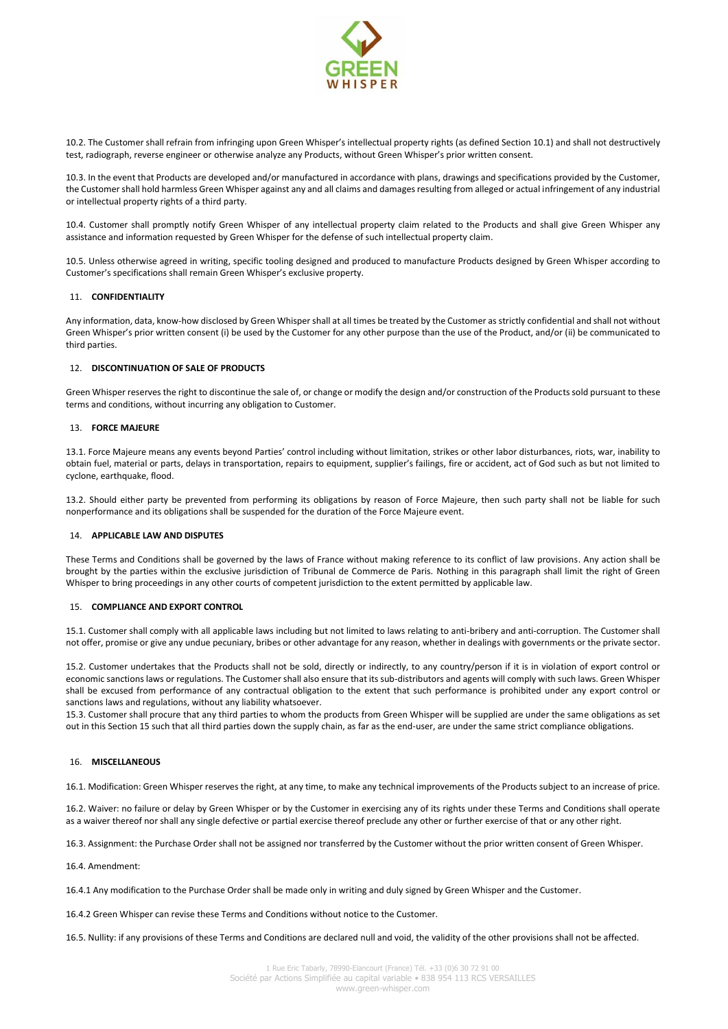10.2. The Customer shall refrain from infringing upon Green Whisper's intellectual property rights (as defined Section 10.1) and shall not destructively test, radiograph, reverse engineer or otherwise analyze any Products, without Green Whisper's prior written consent.

10.3. In the event that Products are developed and/or manufactured in accordance with plans, drawings and specifications provided by the Customer, the Customer shall hold harmless Green Whisper against any and all claims and damages resulting from alleged or actual infringement of any industrial or intellectual property rights of a third party.

10.4. Customer shall promptly notify Green Whisper of any intellectual property claim related to the Products and shall give Green Whisper any assistance and information requested by Green Whisper for the defense of such intellectual property claim.

10.5. Unless otherwise agreed in writing, specific tooling designed and produced to manufacture Products designed by Green Whisper according to Customer's specifications shall remain Green Whisper's exclusive property.

## 11. CONFIDENTIALITY

Any information, data, know-how disclosed by Green Whisper shall at all times be treated by the Customer as strictly confidential and shall not without Green Whisper's prior written consent (i) be used by the Customer for any other purpose than the use of the Product, and/or (ii) be communicated to third parties.

## 12. DISCONTINUATION OF SALE OF PRODUCTS

Green Whisper reserves the right to discontinue the sale of, or change or modify the design and/or construction of the Products sold pursuant to these terms and conditions, without incurring any obligation to Customer.

## 13. FORCE MAJEURE

13.1. Force Majeure means any events beyond Parties' control including without limitation, strikes or other labor disturbances, riots, war, inability to obtain fuel, material or parts, delays in transportation, repairs to equipment, supplier's failings, fire or accident, act of God such as but not limited to cyclone, earthquake, flood.

13.2. Should either party be prevented from performing its obligations by reason of Force Majeure, then such party shall not be liable for such nonperformance and its obligations shall be suspended for the duration of the Force Majeure event.

## 14. APPLICABLE LAW AND DISPUTES

These Terms and Conditions shall be governed by the laws of France without making reference to its conflict of law provisions. Any action shall be brought by the parties within the exclusive jurisdiction of Tribunal de Commerce de Paris. Nothing in this paragraph shall limit the right of Green Whisper to bring proceedings in any other courts of competent jurisdiction to the extent permitted by applicable law.

## 15. COMPLIANCE AND EXPORT CONTROL

15.1. Customer shall comply with all applicable laws including but not limited to laws relating to anti-bribery and anti-corruption. The Customer shall not offer, promise or give any undue pecuniary, bribes or other advantage for any reason, whether in dealings with governments or the private sector.

15.2. Customer undertakes that the Products shall not be sold, directly or indirectly, to any country/person if it is in violation of export control or economic sanctions laws or regulations. The Customer shall also ensure that its sub-distributors and agents will comply with such laws. Green Whisper shall be excused from performance of any contractual obligation to the extent that such performance is prohibited under any export control or sanctions laws and regulations, without any liability whatsoever.

15.3. Customer shall procure that any third parties to whom the products from Green Whisper will be supplied are under the same obligations as set out in this Section 15 such that all third parties down the supply chain, as far as the end-user, are under the same strict compliance obligations.

## 16. MISCELLANEOUS

16.1. Modification: Green Whisper reserves the right, at any time, to make any technical improvements of the Products subject to an increase of price.

16.2. Waiver: no failure or delay by Green Whisper or by the Customer in exercising any of its rights under these Terms and Conditions shall operate as a waiver thereof nor shall any single defective or partial exercise thereof preclude any other or further exercise of that or any other right.

16.3. Assignment: the Purchase Order shall not be assigned nor transferred by the Customer without the prior written consent of Green Whisper.

16.4. Amendment:

16.4.1 Any modification to the Purchase Order shall be made only in writing and duly signed by Green Whisper and the Customer.

16.4.2 Green Whisper can revise these Terms and Conditions without notice to the Customer.

16.5. Nullity: if any provisions of these Terms and Conditions are declared null and void, the validity of the other provisions shall not be affected.